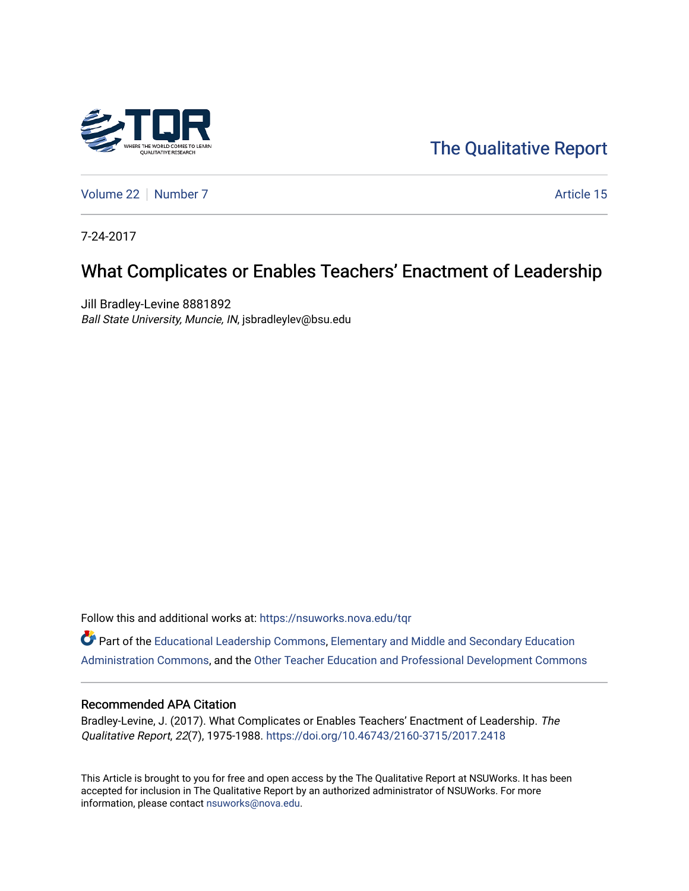The Qualitative Report

Volume 22 | Number 7 | Article 15

7-24-2017

# What Complicates or Enables Teachers' Enactment of Leadership

Jill Bradley-Levine 8881892
*Ball State University, Muncie, IN*, jsbradleylev@bsu.edu

Follow this and additional works at: https://nsuworks.nova.edu/tqr

Part of the Educational Leadership Commons, Elementary and Middle and Secondary Education Administration Commons, and the Other Teacher Education and Professional Development Commons

## Recommended APA Citation

Bradley-Levine, J. (2017). What Complicates or Enables Teachers' Enactment of Leadership. *The Qualitative Report*, *22*(7), 1975-1988. https://doi.org/10.46743/2160-3715/2017.2418

This Article is brought to you for free and open access by the The Qualitative Report at NSUWorks. It has been accepted for inclusion in The Qualitative Report by an authorized administrator of NSUWorks. For more information, please contact nsuworks@nova.edu.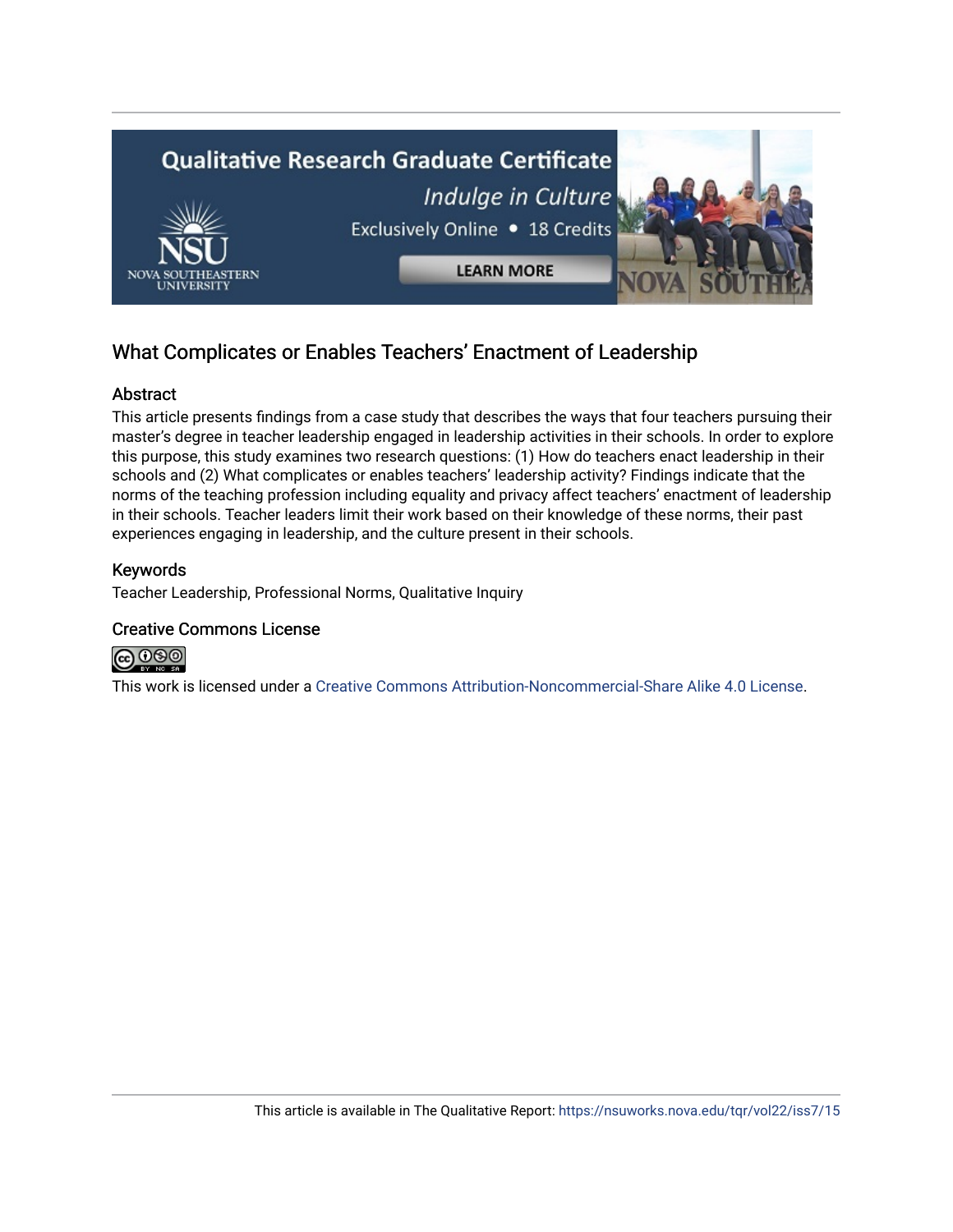# What Complicates or Enables Teachers' Enactment of Leadership

## Abstract

This article presents findings from a case study that describes the ways that four teachers pursuing their master's degree in teacher leadership engaged in leadership activities in their schools. In order to explore this purpose, this study examines two research questions: (1) How do teachers enact leadership in their schools and (2) What complicates or enables teachers' leadership activity? Findings indicate that the norms of the teaching profession including equality and privacy affect teachers' enactment of leadership in their schools. Teacher leaders limit their work based on their knowledge of these norms, their past experiences engaging in leadership, and the culture present in their schools.

## Keywords

Teacher Leadership, Professional Norms, Qualitative Inquiry

## Creative Commons License

This work is licensed under a Creative Commons Attribution-Noncommercial-Share Alike 4.0 License.

This article is available in The Qualitative Report: https://nsuworks.nova.edu/tqr/vol22/iss7/15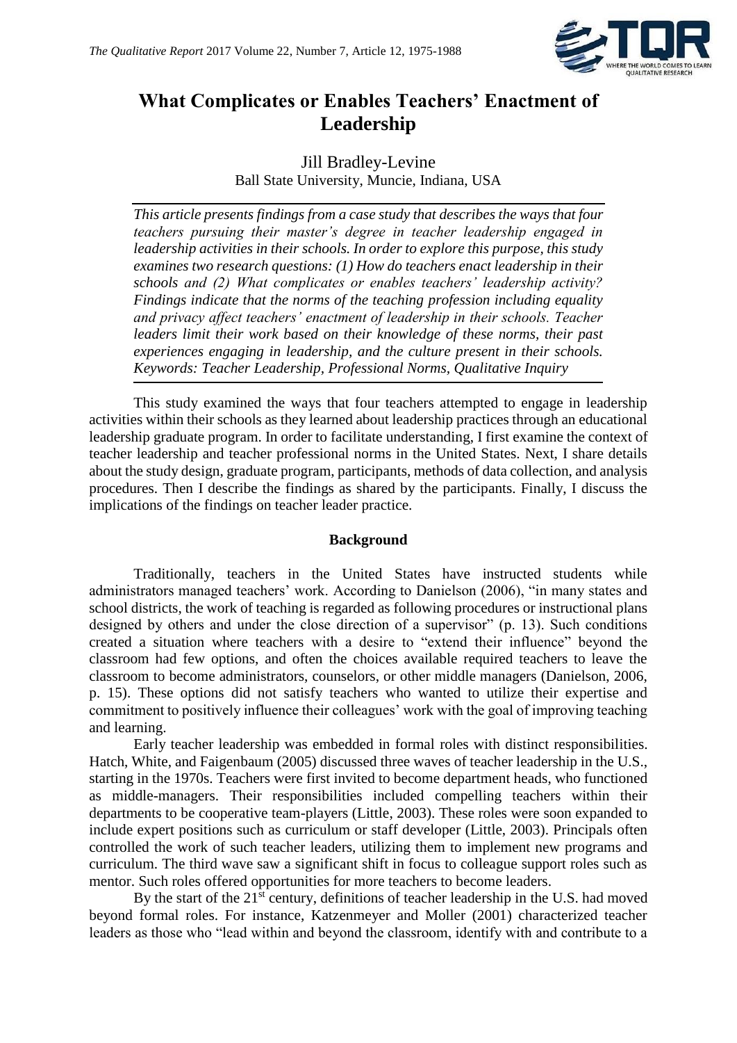# What Complicates or Enables Teachers' Enactment of Leadership

Jill Bradley-Levine
Ball State University, Muncie, Indiana, USA

*This article presents findings from a case study that describes the ways that four teachers pursuing their master's degree in teacher leadership engaged in leadership activities in their schools. In order to explore this purpose, this study examines two research questions: (1) How do teachers enact leadership in their schools and (2) What complicates or enables teachers' leadership activity? Findings indicate that the norms of the teaching profession including equality and privacy affect teachers' enactment of leadership in their schools. Teacher leaders limit their work based on their knowledge of these norms, their past experiences engaging in leadership, and the culture present in their schools. Keywords: Teacher Leadership, Professional Norms, Qualitative Inquiry*

This study examined the ways that four teachers attempted to engage in leadership activities within their schools as they learned about leadership practices through an educational leadership graduate program. In order to facilitate understanding, I first examine the context of teacher leadership and teacher professional norms in the United States. Next, I share details about the study design, graduate program, participants, methods of data collection, and analysis procedures. Then I describe the findings as shared by the participants. Finally, I discuss the implications of the findings on teacher leader practice.

## Background

Traditionally, teachers in the United States have instructed students while administrators managed teachers' work. According to Danielson (2006), "in many states and school districts, the work of teaching is regarded as following procedures or instructional plans designed by others and under the close direction of a supervisor" (p. 13). Such conditions created a situation where teachers with a desire to "extend their influence" beyond the classroom had few options, and often the choices available required teachers to leave the classroom to become administrators, counselors, or other middle managers (Danielson, 2006, p. 15). These options did not satisfy teachers who wanted to utilize their expertise and commitment to positively influence their colleagues' work with the goal of improving teaching and learning.

Early teacher leadership was embedded in formal roles with distinct responsibilities. Hatch, White, and Faigenbaum (2005) discussed three waves of teacher leadership in the U.S., starting in the 1970s. Teachers were first invited to become department heads, who functioned as middle-managers. Their responsibilities included compelling teachers within their departments to be cooperative team-players (Little, 2003). These roles were soon expanded to include expert positions such as curriculum or staff developer (Little, 2003). Principals often controlled the work of such teacher leaders, utilizing them to implement new programs and curriculum. The third wave saw a significant shift in focus to colleague support roles such as mentor. Such roles offered opportunities for more teachers to become leaders.

By the start of the 21st century, definitions of teacher leadership in the U.S. had moved beyond formal roles. For instance, Katzenmeyer and Moller (2001) characterized teacher leaders as those who "lead within and beyond the classroom, identify with and contribute to a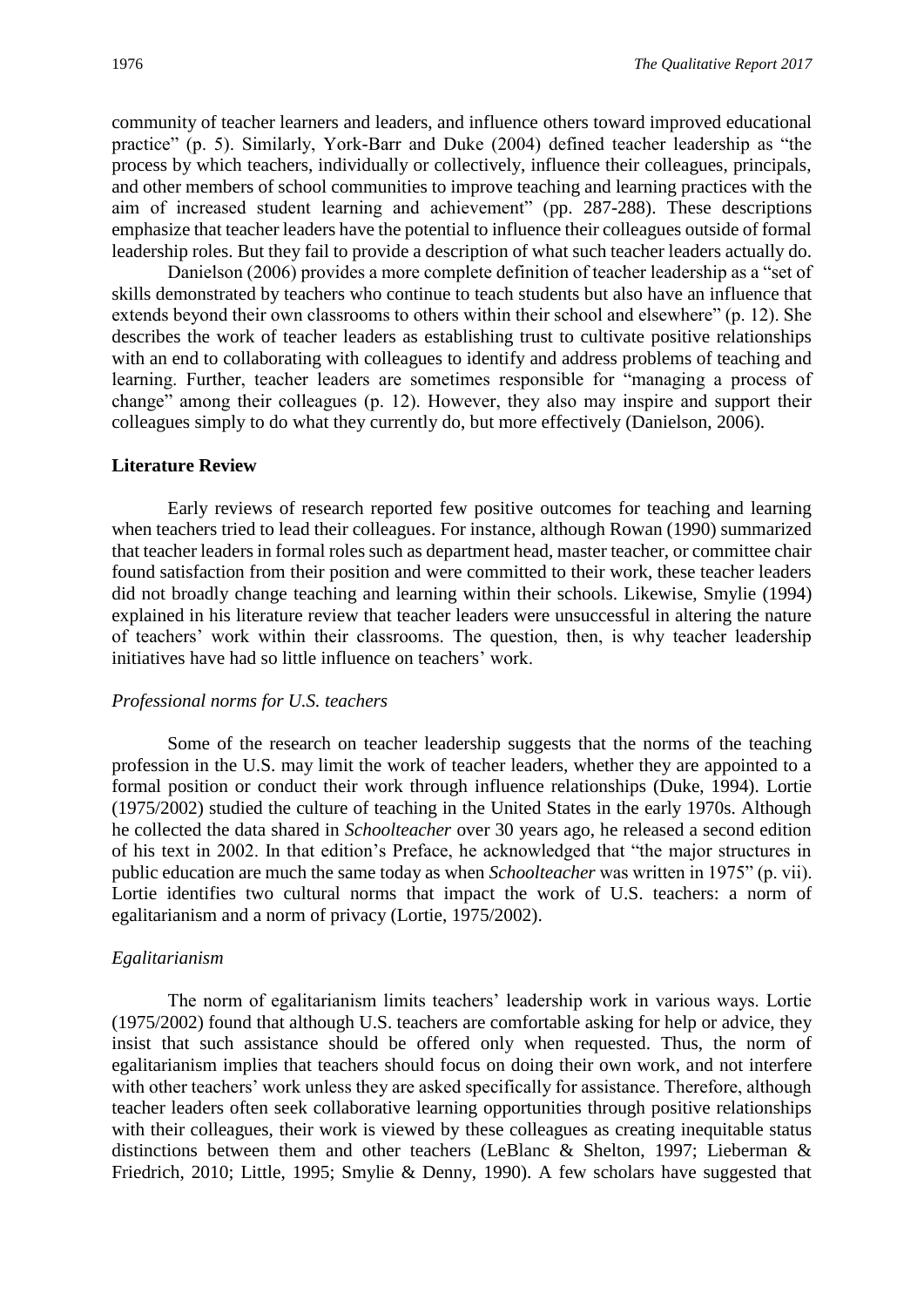community of teacher learners and leaders, and influence others toward improved educational practice" (p. 5). Similarly, York-Barr and Duke (2004) defined teacher leadership as "the process by which teachers, individually or collectively, influence their colleagues, principals, and other members of school communities to improve teaching and learning practices with the aim of increased student learning and achievement" (pp. 287-288). These descriptions emphasize that teacher leaders have the potential to influence their colleagues outside of formal leadership roles. But they fail to provide a description of what such teacher leaders actually do.

Danielson (2006) provides a more complete definition of teacher leadership as a "set of skills demonstrated by teachers who continue to teach students but also have an influence that extends beyond their own classrooms to others within their school and elsewhere" (p. 12). She describes the work of teacher leaders as establishing trust to cultivate positive relationships with an end to collaborating with colleagues to identify and address problems of teaching and learning. Further, teacher leaders are sometimes responsible for "managing a process of change" among their colleagues (p. 12). However, they also may inspire and support their colleagues simply to do what they currently do, but more effectively (Danielson, 2006).

## Literature Review

Early reviews of research reported few positive outcomes for teaching and learning when teachers tried to lead their colleagues. For instance, although Rowan (1990) summarized that teacher leaders in formal roles such as department head, master teacher, or committee chair found satisfaction from their position and were committed to their work, these teacher leaders did not broadly change teaching and learning within their schools. Likewise, Smylie (1994) explained in his literature review that teacher leaders were unsuccessful in altering the nature of teachers' work within their classrooms. The question, then, is why teacher leadership initiatives have had so little influence on teachers' work.

### *Professional norms for U.S. teachers*

Some of the research on teacher leadership suggests that the norms of the teaching profession in the U.S. may limit the work of teacher leaders, whether they are appointed to a formal position or conduct their work through influence relationships (Duke, 1994). Lortie (1975/2002) studied the culture of teaching in the United States in the early 1970s. Although he collected the data shared in *Schoolteacher* over 30 years ago, he released a second edition of his text in 2002. In that edition's Preface, he acknowledged that "the major structures in public education are much the same today as when *Schoolteacher* was written in 1975" (p. vii). Lortie identifies two cultural norms that impact the work of U.S. teachers: a norm of egalitarianism and a norm of privacy (Lortie, 1975/2002).

### *Egalitarianism*

The norm of egalitarianism limits teachers' leadership work in various ways. Lortie (1975/2002) found that although U.S. teachers are comfortable asking for help or advice, they insist that such assistance should be offered only when requested. Thus, the norm of egalitarianism implies that teachers should focus on doing their own work, and not interfere with other teachers' work unless they are asked specifically for assistance. Therefore, although teacher leaders often seek collaborative learning opportunities through positive relationships with their colleagues, their work is viewed by these colleagues as creating inequitable status distinctions between them and other teachers (LeBlanc & Shelton, 1997; Lieberman & Friedrich, 2010; Little, 1995; Smylie & Denny, 1990). A few scholars have suggested that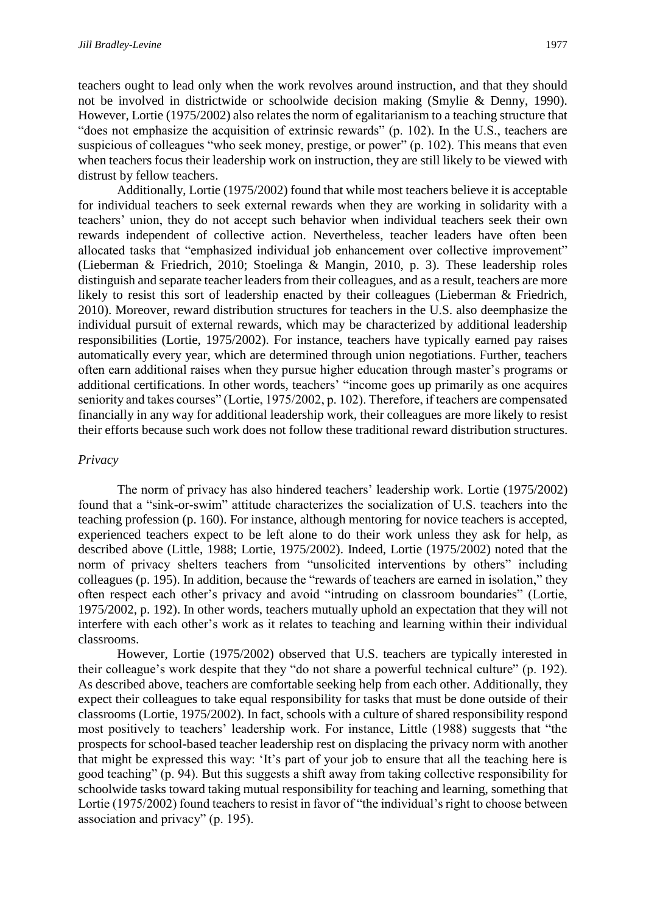teachers ought to lead only when the work revolves around instruction, and that they should not be involved in districtwide or schoolwide decision making (Smylie & Denny, 1990). However, Lortie (1975/2002) also relates the norm of egalitarianism to a teaching structure that "does not emphasize the acquisition of extrinsic rewards" (p. 102). In the U.S., teachers are suspicious of colleagues "who seek money, prestige, or power" (p. 102). This means that even when teachers focus their leadership work on instruction, they are still likely to be viewed with distrust by fellow teachers.

Additionally, Lortie (1975/2002) found that while most teachers believe it is acceptable for individual teachers to seek external rewards when they are working in solidarity with a teachers' union, they do not accept such behavior when individual teachers seek their own rewards independent of collective action. Nevertheless, teacher leaders have often been allocated tasks that "emphasized individual job enhancement over collective improvement" (Lieberman & Friedrich, 2010; Stoelinga & Mangin, 2010, p. 3). These leadership roles distinguish and separate teacher leaders from their colleagues, and as a result, teachers are more likely to resist this sort of leadership enacted by their colleagues (Lieberman & Friedrich, 2010). Moreover, reward distribution structures for teachers in the U.S. also deemphasize the individual pursuit of external rewards, which may be characterized by additional leadership responsibilities (Lortie, 1975/2002). For instance, teachers have typically earned pay raises automatically every year, which are determined through union negotiations. Further, teachers often earn additional raises when they pursue higher education through master's programs or additional certifications. In other words, teachers' "income goes up primarily as one acquires seniority and takes courses" (Lortie, 1975/2002, p. 102). Therefore, if teachers are compensated financially in any way for additional leadership work, their colleagues are more likely to resist their efforts because such work does not follow these traditional reward distribution structures.

### *Privacy*

The norm of privacy has also hindered teachers' leadership work. Lortie (1975/2002) found that a "sink-or-swim" attitude characterizes the socialization of U.S. teachers into the teaching profession (p. 160). For instance, although mentoring for novice teachers is accepted, experienced teachers expect to be left alone to do their work unless they ask for help, as described above (Little, 1988; Lortie, 1975/2002). Indeed, Lortie (1975/2002) noted that the norm of privacy shelters teachers from "unsolicited interventions by others" including colleagues (p. 195). In addition, because the "rewards of teachers are earned in isolation," they often respect each other's privacy and avoid "intruding on classroom boundaries" (Lortie, 1975/2002, p. 192). In other words, teachers mutually uphold an expectation that they will not interfere with each other's work as it relates to teaching and learning within their individual classrooms.

However, Lortie (1975/2002) observed that U.S. teachers are typically interested in their colleague's work despite that they "do not share a powerful technical culture" (p. 192). As described above, teachers are comfortable seeking help from each other. Additionally, they expect their colleagues to take equal responsibility for tasks that must be done outside of their classrooms (Lortie, 1975/2002). In fact, schools with a culture of shared responsibility respond most positively to teachers' leadership work. For instance, Little (1988) suggests that "the prospects for school-based teacher leadership rest on displacing the privacy norm with another that might be expressed this way: 'It's part of your job to ensure that all the teaching here is good teaching" (p. 94). But this suggests a shift away from taking collective responsibility for schoolwide tasks toward taking mutual responsibility for teaching and learning, something that Lortie (1975/2002) found teachers to resist in favor of "the individual's right to choose between association and privacy" (p. 195).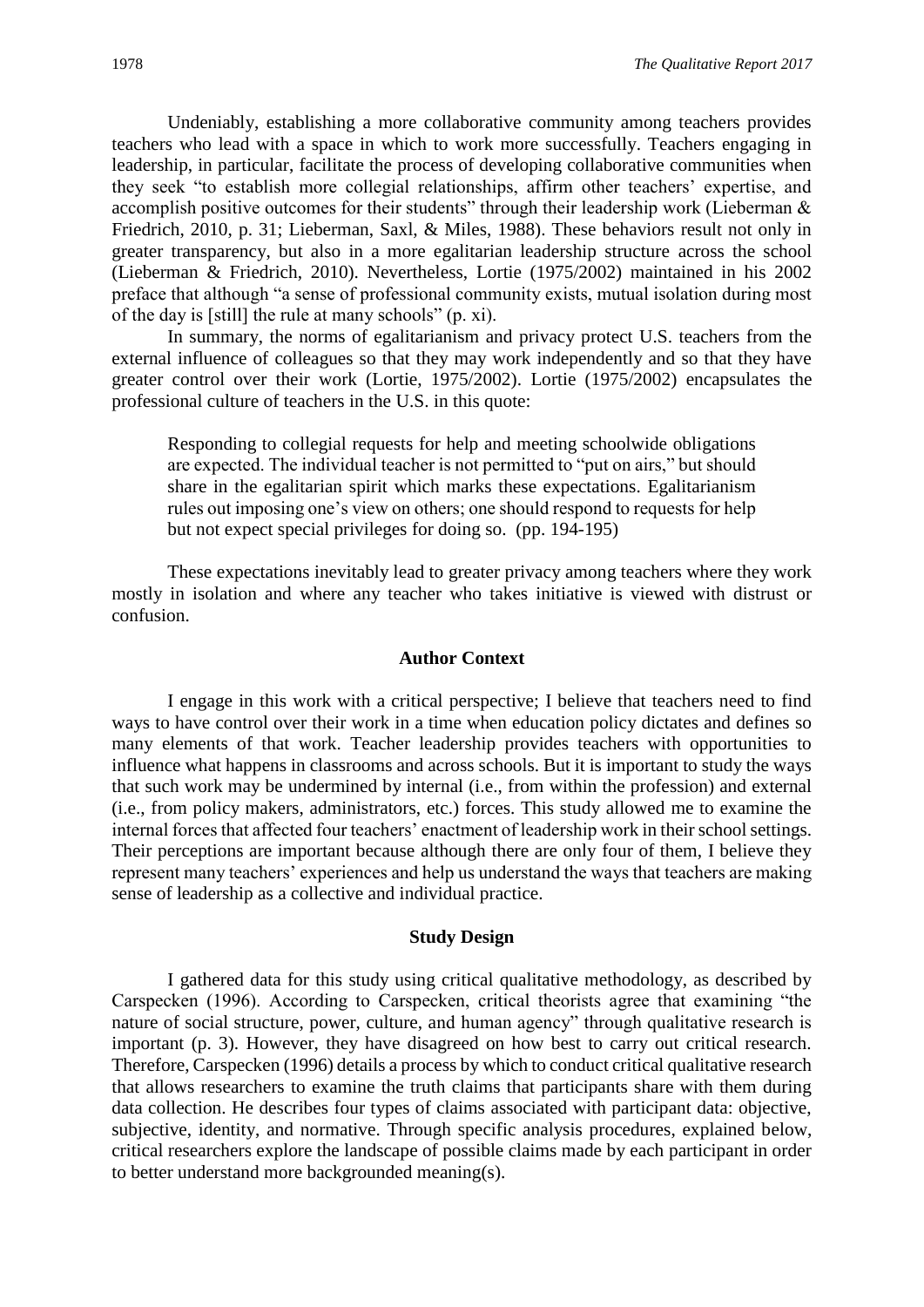Undeniably, establishing a more collaborative community among teachers provides teachers who lead with a space in which to work more successfully. Teachers engaging in leadership, in particular, facilitate the process of developing collaborative communities when they seek "to establish more collegial relationships, affirm other teachers' expertise, and accomplish positive outcomes for their students" through their leadership work (Lieberman & Friedrich, 2010, p. 31; Lieberman, Saxl, & Miles, 1988). These behaviors result not only in greater transparency, but also in a more egalitarian leadership structure across the school (Lieberman & Friedrich, 2010). Nevertheless, Lortie (1975/2002) maintained in his 2002 preface that although "a sense of professional community exists, mutual isolation during most of the day is [still] the rule at many schools" (p. xi).

In summary, the norms of egalitarianism and privacy protect U.S. teachers from the external influence of colleagues so that they may work independently and so that they have greater control over their work (Lortie, 1975/2002). Lortie (1975/2002) encapsulates the professional culture of teachers in the U.S. in this quote:

> Responding to collegial requests for help and meeting schoolwide obligations are expected. The individual teacher is not permitted to "put on airs," but should share in the egalitarian spirit which marks these expectations. Egalitarianism rules out imposing one's view on others; one should respond to requests for help but not expect special privileges for doing so. (pp. 194-195)

These expectations inevitably lead to greater privacy among teachers where they work mostly in isolation and where any teacher who takes initiative is viewed with distrust or confusion.

## Author Context

I engage in this work with a critical perspective; I believe that teachers need to find ways to have control over their work in a time when education policy dictates and defines so many elements of that work. Teacher leadership provides teachers with opportunities to influence what happens in classrooms and across schools. But it is important to study the ways that such work may be undermined by internal (i.e., from within the profession) and external (i.e., from policy makers, administrators, etc.) forces. This study allowed me to examine the internal forces that affected four teachers' enactment of leadership work in their school settings. Their perceptions are important because although there are only four of them, I believe they represent many teachers' experiences and help us understand the ways that teachers are making sense of leadership as a collective and individual practice.

## Study Design

I gathered data for this study using critical qualitative methodology, as described by Carspecken (1996). According to Carspecken, critical theorists agree that examining "the nature of social structure, power, culture, and human agency" through qualitative research is important (p. 3). However, they have disagreed on how best to carry out critical research. Therefore, Carspecken (1996) details a process by which to conduct critical qualitative research that allows researchers to examine the truth claims that participants share with them during data collection. He describes four types of claims associated with participant data: objective, subjective, identity, and normative. Through specific analysis procedures, explained below, critical researchers explore the landscape of possible claims made by each participant in order to better understand more backgrounded meaning(s).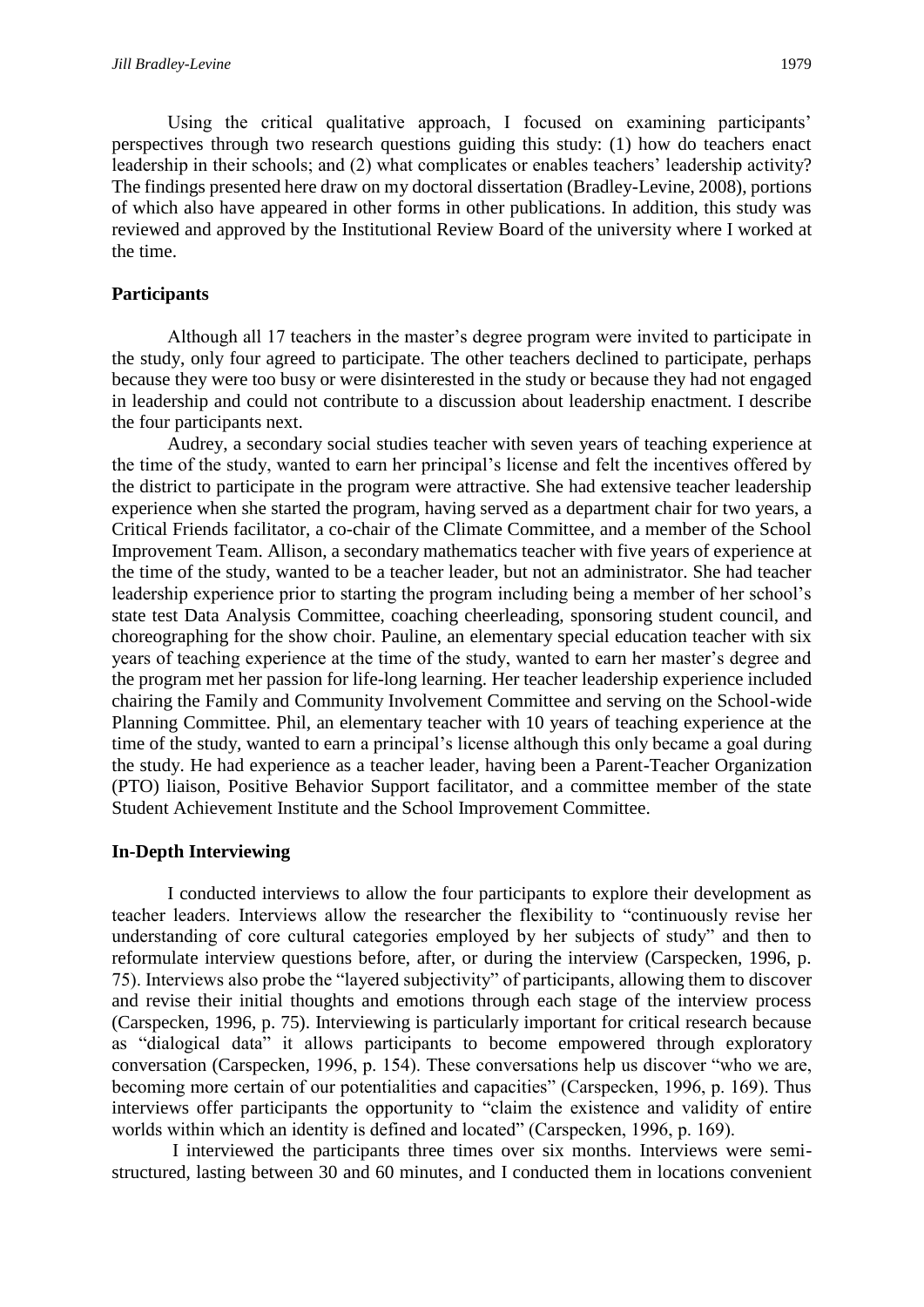Using the critical qualitative approach, I focused on examining participants' perspectives through two research questions guiding this study: (1) how do teachers enact leadership in their schools; and (2) what complicates or enables teachers' leadership activity? The findings presented here draw on my doctoral dissertation (Bradley-Levine, 2008), portions of which also have appeared in other forms in other publications. In addition, this study was reviewed and approved by the Institutional Review Board of the university where I worked at the time.

### Participants

Although all 17 teachers in the master's degree program were invited to participate in the study, only four agreed to participate. The other teachers declined to participate, perhaps because they were too busy or were disinterested in the study or because they had not engaged in leadership and could not contribute to a discussion about leadership enactment. I describe the four participants next.

Audrey, a secondary social studies teacher with seven years of teaching experience at the time of the study, wanted to earn her principal's license and felt the incentives offered by the district to participate in the program were attractive. She had extensive teacher leadership experience when she started the program, having served as a department chair for two years, a Critical Friends facilitator, a co-chair of the Climate Committee, and a member of the School Improvement Team. Allison, a secondary mathematics teacher with five years of experience at the time of the study, wanted to be a teacher leader, but not an administrator. She had teacher leadership experience prior to starting the program including being a member of her school's state test Data Analysis Committee, coaching cheerleading, sponsoring student council, and choreographing for the show choir. Pauline, an elementary special education teacher with six years of teaching experience at the time of the study, wanted to earn her master's degree and the program met her passion for life-long learning. Her teacher leadership experience included chairing the Family and Community Involvement Committee and serving on the School-wide Planning Committee. Phil, an elementary teacher with 10 years of teaching experience at the time of the study, wanted to earn a principal's license although this only became a goal during the study. He had experience as a teacher leader, having been a Parent-Teacher Organization (PTO) liaison, Positive Behavior Support facilitator, and a committee member of the state Student Achievement Institute and the School Improvement Committee.

### In-Depth Interviewing

I conducted interviews to allow the four participants to explore their development as teacher leaders. Interviews allow the researcher the flexibility to "continuously revise her understanding of core cultural categories employed by her subjects of study" and then to reformulate interview questions before, after, or during the interview (Carspecken, 1996, p. 75). Interviews also probe the "layered subjectivity" of participants, allowing them to discover and revise their initial thoughts and emotions through each stage of the interview process (Carspecken, 1996, p. 75). Interviewing is particularly important for critical research because as "dialogical data" it allows participants to become empowered through exploratory conversation (Carspecken, 1996, p. 154). These conversations help us discover "who we are, becoming more certain of our potentialities and capacities" (Carspecken, 1996, p. 169). Thus interviews offer participants the opportunity to "claim the existence and validity of entire worlds within which an identity is defined and located" (Carspecken, 1996, p. 169).

I interviewed the participants three times over six months. Interviews were semi-structured, lasting between 30 and 60 minutes, and I conducted them in locations convenient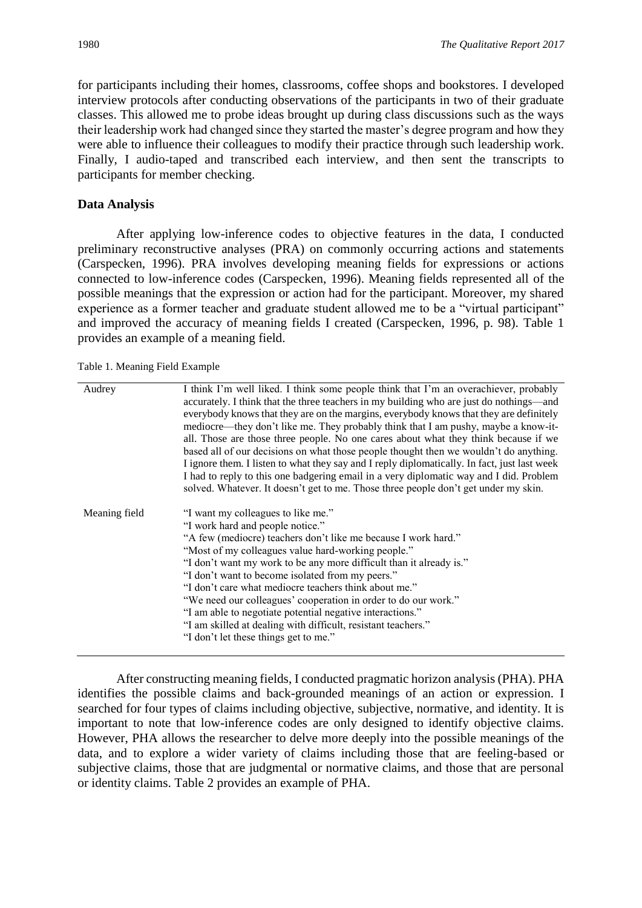for participants including their homes, classrooms, coffee shops and bookstores. I developed interview protocols after conducting observations of the participants in two of their graduate classes. This allowed me to probe ideas brought up during class discussions such as the ways their leadership work had changed since they started the master's degree program and how they were able to influence their colleagues to modify their practice through such leadership work. Finally, I audio-taped and transcribed each interview, and then sent the transcripts to participants for member checking.

### Data Analysis

After applying low-inference codes to objective features in the data, I conducted preliminary reconstructive analyses (PRA) on commonly occurring actions and statements (Carspecken, 1996). PRA involves developing meaning fields for expressions or actions connected to low-inference codes (Carspecken, 1996). Meaning fields represented all of the possible meanings that the expression or action had for the participant. Moreover, my shared experience as a former teacher and graduate student allowed me to be a "virtual participant" and improved the accuracy of meaning fields I created (Carspecken, 1996, p. 98). Table 1 provides an example of a meaning field.

Table 1. Meaning Field Example

| | |
|---|---|
| Audrey | I think I'm well liked. I think some people think that I'm an overachiever, probably accurately. I think that the three teachers in my building who are just do nothings—and everybody knows that they are on the margins, everybody knows that they are definitely mediocre—they don't like me. They probably think that I am pushy, maybe a know-it-all. Those are those three people. No one cares about what they think because if we based all of our decisions on what those people thought then we wouldn't do anything. I ignore them. I listen to what they say and I reply diplomatically. In fact, just last week I had to reply to this one badgering email in a very diplomatic way and I did. Problem solved. Whatever. It doesn't get to me. Those three people don't get under my skin. |
| Meaning field | "I want my colleagues to like me."<br>"I work hard and people notice."<br>"A few (mediocre) teachers don't like me because I work hard."<br>"Most of my colleagues value hard-working people."<br>"I don't want my work to be any more difficult than it already is."<br>"I don't want to become isolated from my peers."<br>"I don't care what mediocre teachers think about me."<br>"We need our colleagues' cooperation in order to do our work."<br>"I am able to negotiate potential negative interactions."<br>"I am skilled at dealing with difficult, resistant teachers."<br>"I don't let these things get to me." |

After constructing meaning fields, I conducted pragmatic horizon analysis (PHA). PHA identifies the possible claims and back-grounded meanings of an action or expression. I searched for four types of claims including objective, subjective, normative, and identity. It is important to note that low-inference codes are only designed to identify objective claims. However, PHA allows the researcher to delve more deeply into the possible meanings of the data, and to explore a wider variety of claims including those that are feeling-based or subjective claims, those that are judgmental or normative claims, and those that are personal or identity claims. Table 2 provides an example of PHA.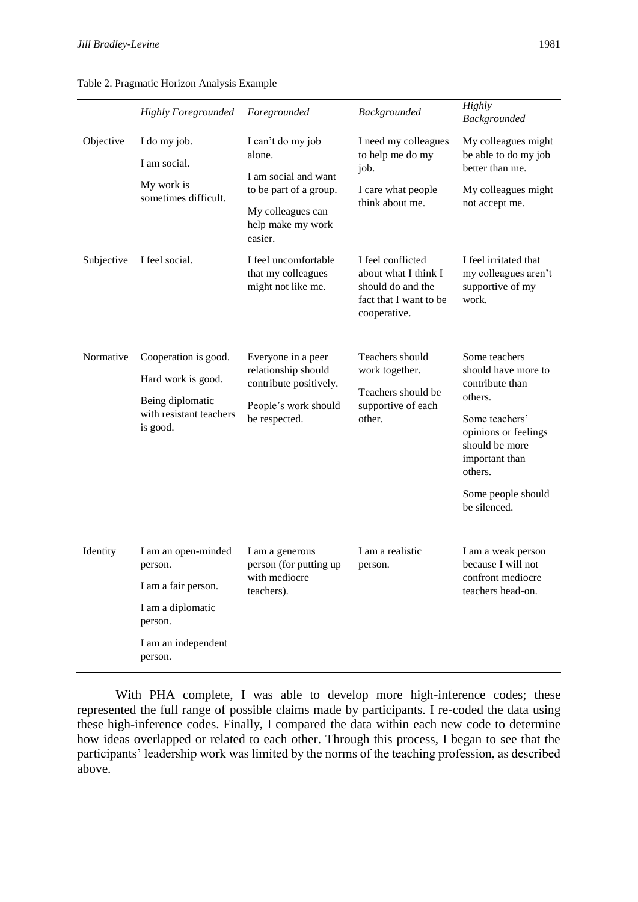Table 2. Pragmatic Horizon Analysis Example

| | *Highly Foregrounded* | *Foregrounded* | *Backgrounded* | *Highly Backgrounded* |
|---|---|---|---|---|
| Objective | I do my job.<br>I am social.<br>My work is sometimes difficult. | I can't do my job alone.<br>I am social and want to be part of a group.<br>My colleagues can help make my work easier. | I need my colleagues to help me do my job.<br>I care what people think about me. | My colleagues might be able to do my job better than me.<br>My colleagues might not accept me. |
| Subjective | I feel social. | I feel uncomfortable that my colleagues might not like me. | I feel conflicted about what I think I should do and the fact that I want to be cooperative. | I feel irritated that my colleagues aren't supportive of my work. |
| Normative | Cooperation is good.<br>Hard work is good.<br>Being diplomatic with resistant teachers is good. | Everyone in a peer relationship should contribute positively.<br>People's work should be respected. | Teachers should work together.<br>Teachers should be supportive of each other. | Some teachers should have more to contribute than others.<br>Some teachers' opinions or feelings should be more important than others.<br>Some people should be silenced. |
| Identity | I am an open-minded person.<br>I am a fair person.<br>I am a diplomatic person.<br>I am an independent person. | I am a generous person (for putting up with mediocre teachers). | I am a realistic person. | I am a weak person because I will not confront mediocre teachers head-on. |

With PHA complete, I was able to develop more high-inference codes; these represented the full range of possible claims made by participants. I re-coded the data using these high-inference codes. Finally, I compared the data within each new code to determine how ideas overlapped or related to each other. Through this process, I began to see that the participants' leadership work was limited by the norms of the teaching profession, as described above.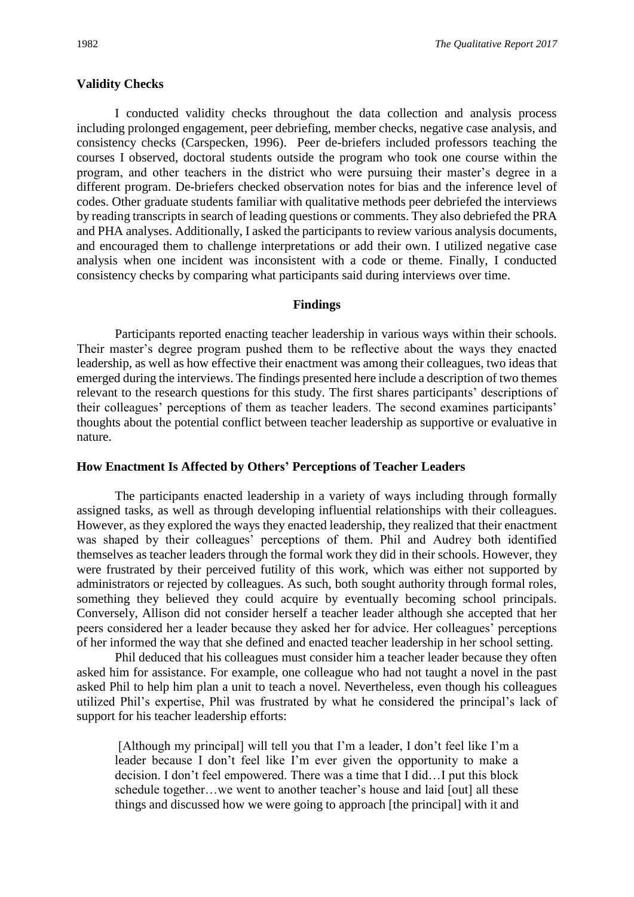### Validity Checks

I conducted validity checks throughout the data collection and analysis process including prolonged engagement, peer debriefing, member checks, negative case analysis, and consistency checks (Carspecken, 1996). Peer de-briefers included professors teaching the courses I observed, doctoral students outside the program who took one course within the program, and other teachers in the district who were pursuing their master's degree in a different program. De-briefers checked observation notes for bias and the inference level of codes. Other graduate students familiar with qualitative methods peer debriefed the interviews by reading transcripts in search of leading questions or comments. They also debriefed the PRA and PHA analyses. Additionally, I asked the participants to review various analysis documents, and encouraged them to challenge interpretations or add their own. I utilized negative case analysis when one incident was inconsistent with a code or theme. Finally, I conducted consistency checks by comparing what participants said during interviews over time.

## Findings

Participants reported enacting teacher leadership in various ways within their schools. Their master's degree program pushed them to be reflective about the ways they enacted leadership, as well as how effective their enactment was among their colleagues, two ideas that emerged during the interviews. The findings presented here include a description of two themes relevant to the research questions for this study. The first shares participants' descriptions of their colleagues' perceptions of them as teacher leaders. The second examines participants' thoughts about the potential conflict between teacher leadership as supportive or evaluative in nature.

### How Enactment Is Affected by Others' Perceptions of Teacher Leaders

The participants enacted leadership in a variety of ways including through formally assigned tasks, as well as through developing influential relationships with their colleagues. However, as they explored the ways they enacted leadership, they realized that their enactment was shaped by their colleagues' perceptions of them. Phil and Audrey both identified themselves as teacher leaders through the formal work they did in their schools. However, they were frustrated by their perceived futility of this work, which was either not supported by administrators or rejected by colleagues. As such, both sought authority through formal roles, something they believed they could acquire by eventually becoming school principals. Conversely, Allison did not consider herself a teacher leader although she accepted that her peers considered her a leader because they asked her for advice. Her colleagues' perceptions of her informed the way that she defined and enacted teacher leadership in her school setting.

Phil deduced that his colleagues must consider him a teacher leader because they often asked him for assistance. For example, one colleague who had not taught a novel in the past asked Phil to help him plan a unit to teach a novel. Nevertheless, even though his colleagues utilized Phil's expertise, Phil was frustrated by what he considered the principal's lack of support for his teacher leadership efforts:

> [Although my principal] will tell you that I'm a leader, I don't feel like I'm a leader because I don't feel like I'm ever given the opportunity to make a decision. I don't feel empowered. There was a time that I did…I put this block schedule together…we went to another teacher's house and laid [out] all these things and discussed how we were going to approach [the principal] with it and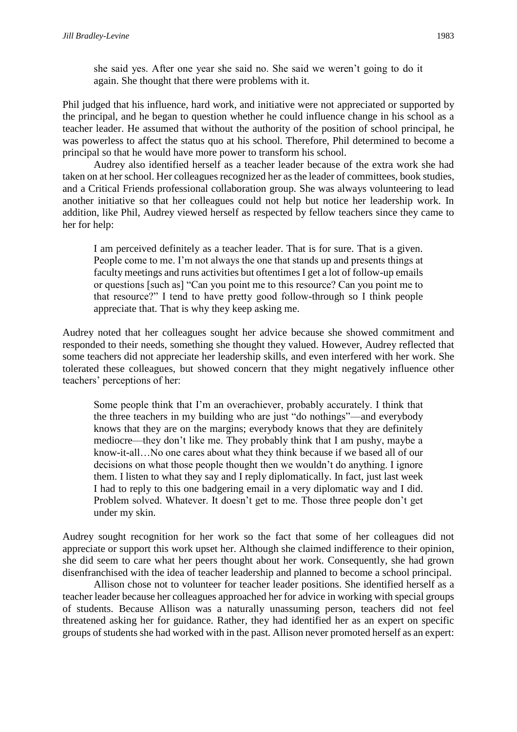> she said yes. After one year she said no. She said we weren't going to do it again. She thought that there were problems with it.

Phil judged that his influence, hard work, and initiative were not appreciated or supported by the principal, and he began to question whether he could influence change in his school as a teacher leader. He assumed that without the authority of the position of school principal, he was powerless to affect the status quo at his school. Therefore, Phil determined to become a principal so that he would have more power to transform his school.

Audrey also identified herself as a teacher leader because of the extra work she had taken on at her school. Her colleagues recognized her as the leader of committees, book studies, and a Critical Friends professional collaboration group. She was always volunteering to lead another initiative so that her colleagues could not help but notice her leadership work. In addition, like Phil, Audrey viewed herself as respected by fellow teachers since they came to her for help:

> I am perceived definitely as a teacher leader. That is for sure. That is a given. People come to me. I'm not always the one that stands up and presents things at faculty meetings and runs activities but oftentimes I get a lot of follow-up emails or questions [such as] "Can you point me to this resource? Can you point me to that resource?" I tend to have pretty good follow-through so I think people appreciate that. That is why they keep asking me.

Audrey noted that her colleagues sought her advice because she showed commitment and responded to their needs, something she thought they valued. However, Audrey reflected that some teachers did not appreciate her leadership skills, and even interfered with her work. She tolerated these colleagues, but showed concern that they might negatively influence other teachers' perceptions of her:

> Some people think that I'm an overachiever, probably accurately. I think that the three teachers in my building who are just "do nothings"—and everybody knows that they are on the margins; everybody knows that they are definitely mediocre—they don't like me. They probably think that I am pushy, maybe a know-it-all…No one cares about what they think because if we based all of our decisions on what those people thought then we wouldn't do anything. I ignore them. I listen to what they say and I reply diplomatically. In fact, just last week I had to reply to this one badgering email in a very diplomatic way and I did. Problem solved. Whatever. It doesn't get to me. Those three people don't get under my skin.

Audrey sought recognition for her work so the fact that some of her colleagues did not appreciate or support this work upset her. Although she claimed indifference to their opinion, she did seem to care what her peers thought about her work. Consequently, she had grown disenfranchised with the idea of teacher leadership and planned to become a school principal.

Allison chose not to volunteer for teacher leader positions. She identified herself as a teacher leader because her colleagues approached her for advice in working with special groups of students. Because Allison was a naturally unassuming person, teachers did not feel threatened asking her for guidance. Rather, they had identified her as an expert on specific groups of students she had worked with in the past. Allison never promoted herself as an expert: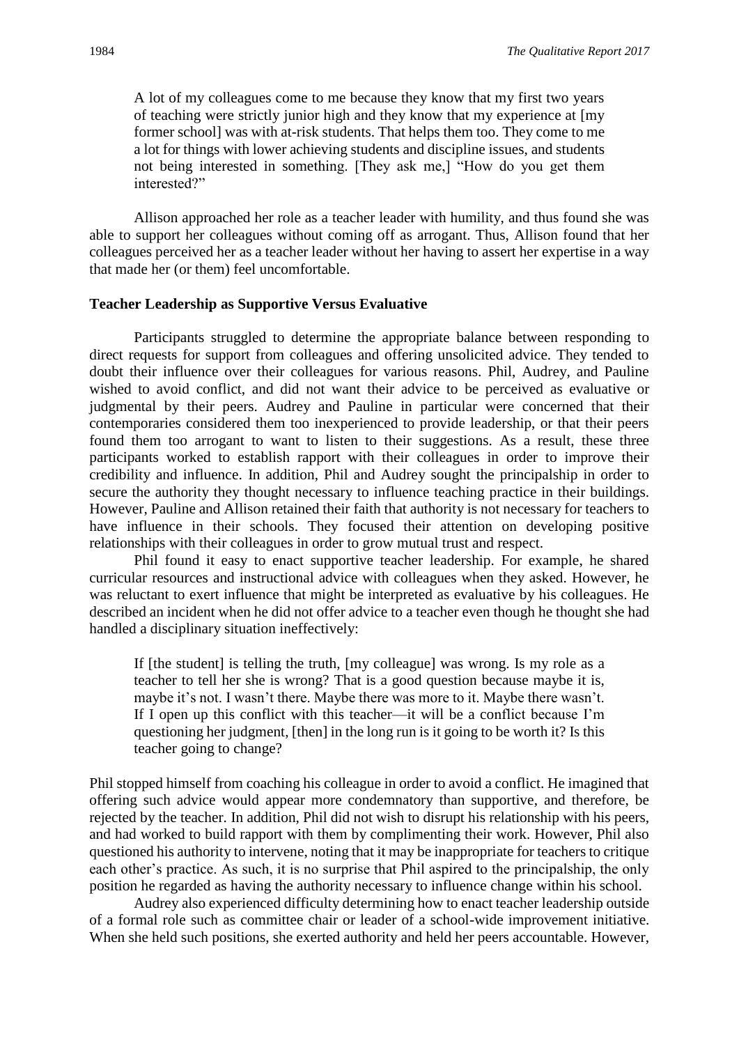> A lot of my colleagues come to me because they know that my first two years of teaching were strictly junior high and they know that my experience at [my former school] was with at-risk students. That helps them too. They come to me a lot for things with lower achieving students and discipline issues, and students not being interested in something. [They ask me,] "How do you get them interested?"

Allison approached her role as a teacher leader with humility, and thus found she was able to support her colleagues without coming off as arrogant. Thus, Allison found that her colleagues perceived her as a teacher leader without her having to assert her expertise in a way that made her (or them) feel uncomfortable.

**Teacher Leadership as Supportive Versus Evaluative**

Participants struggled to determine the appropriate balance between responding to direct requests for support from colleagues and offering unsolicited advice. They tended to doubt their influence over their colleagues for various reasons. Phil, Audrey, and Pauline wished to avoid conflict, and did not want their advice to be perceived as evaluative or judgmental by their peers. Audrey and Pauline in particular were concerned that their contemporaries considered them too inexperienced to provide leadership, or that their peers found them too arrogant to want to listen to their suggestions. As a result, these three participants worked to establish rapport with their colleagues in order to improve their credibility and influence. In addition, Phil and Audrey sought the principalship in order to secure the authority they thought necessary to influence teaching practice in their buildings. However, Pauline and Allison retained their faith that authority is not necessary for teachers to have influence in their schools. They focused their attention on developing positive relationships with their colleagues in order to grow mutual trust and respect.

Phil found it easy to enact supportive teacher leadership. For example, he shared curricular resources and instructional advice with colleagues when they asked. However, he was reluctant to exert influence that might be interpreted as evaluative by his colleagues. He described an incident when he did not offer advice to a teacher even though he thought she had handled a disciplinary situation ineffectively:

> If [the student] is telling the truth, [my colleague] was wrong. Is my role as a teacher to tell her she is wrong? That is a good question because maybe it is, maybe it's not. I wasn't there. Maybe there was more to it. Maybe there wasn't. If I open up this conflict with this teacher—it will be a conflict because I'm questioning her judgment, [then] in the long run is it going to be worth it? Is this teacher going to change?

Phil stopped himself from coaching his colleague in order to avoid a conflict. He imagined that offering such advice would appear more condemnatory than supportive, and therefore, be rejected by the teacher. In addition, Phil did not wish to disrupt his relationship with his peers, and had worked to build rapport with them by complimenting their work. However, Phil also questioned his authority to intervene, noting that it may be inappropriate for teachers to critique each other's practice. As such, it is no surprise that Phil aspired to the principalship, the only position he regarded as having the authority necessary to influence change within his school.

Audrey also experienced difficulty determining how to enact teacher leadership outside of a formal role such as committee chair or leader of a school-wide improvement initiative. When she held such positions, she exerted authority and held her peers accountable. However,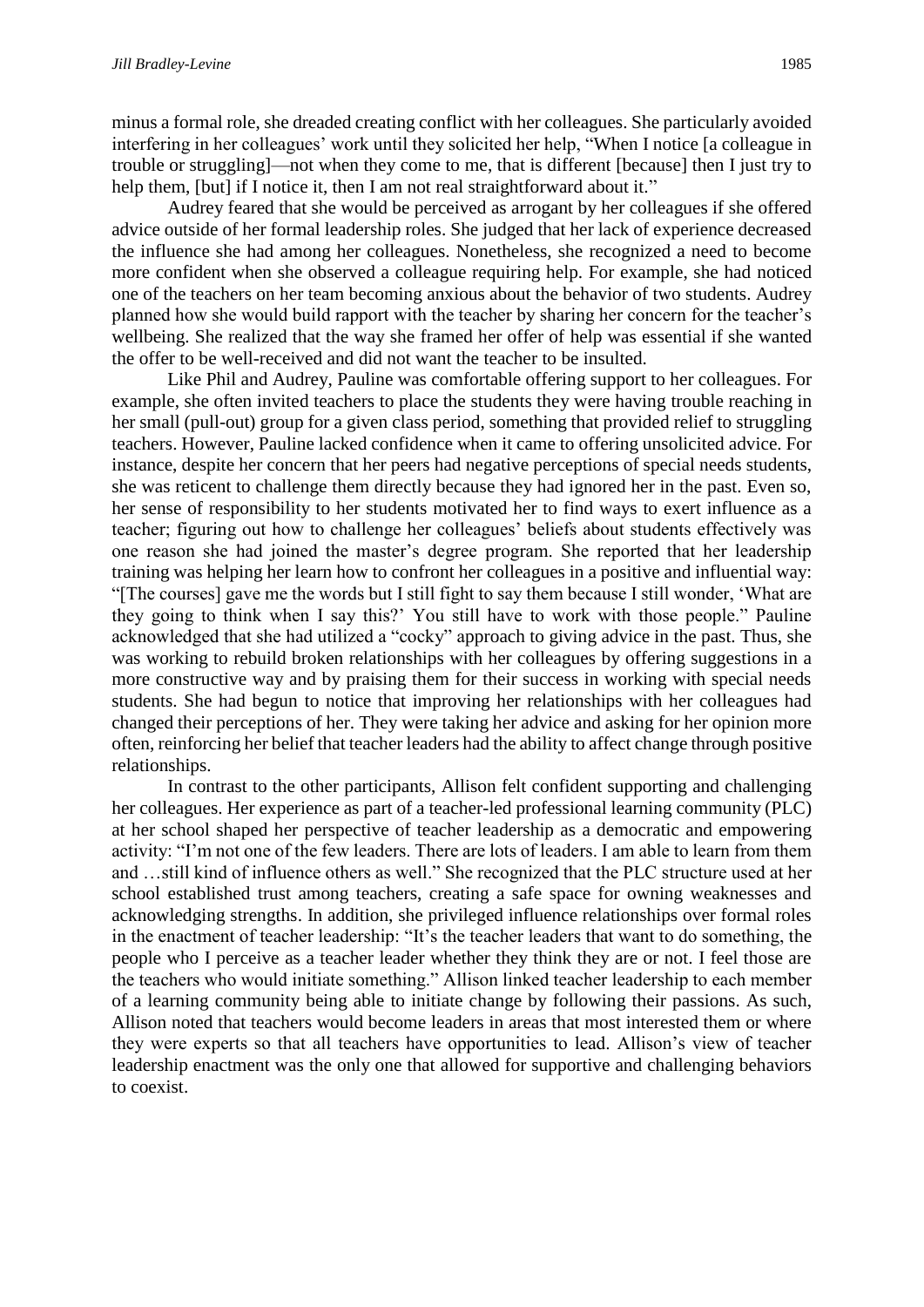minus a formal role, she dreaded creating conflict with her colleagues. She particularly avoided interfering in her colleagues' work until they solicited her help, "When I notice [a colleague in trouble or struggling]—not when they come to me, that is different [because] then I just try to help them, [but] if I notice it, then I am not real straightforward about it."

Audrey feared that she would be perceived as arrogant by her colleagues if she offered advice outside of her formal leadership roles. She judged that her lack of experience decreased the influence she had among her colleagues. Nonetheless, she recognized a need to become more confident when she observed a colleague requiring help. For example, she had noticed one of the teachers on her team becoming anxious about the behavior of two students. Audrey planned how she would build rapport with the teacher by sharing her concern for the teacher's wellbeing. She realized that the way she framed her offer of help was essential if she wanted the offer to be well-received and did not want the teacher to be insulted.

Like Phil and Audrey, Pauline was comfortable offering support to her colleagues. For example, she often invited teachers to place the students they were having trouble reaching in her small (pull-out) group for a given class period, something that provided relief to struggling teachers. However, Pauline lacked confidence when it came to offering unsolicited advice. For instance, despite her concern that her peers had negative perceptions of special needs students, she was reticent to challenge them directly because they had ignored her in the past. Even so, her sense of responsibility to her students motivated her to find ways to exert influence as a teacher; figuring out how to challenge her colleagues' beliefs about students effectively was one reason she had joined the master's degree program. She reported that her leadership training was helping her learn how to confront her colleagues in a positive and influential way: "[The courses] gave me the words but I still fight to say them because I still wonder, 'What are they going to think when I say this?' You still have to work with those people." Pauline acknowledged that she had utilized a "cocky" approach to giving advice in the past. Thus, she was working to rebuild broken relationships with her colleagues by offering suggestions in a more constructive way and by praising them for their success in working with special needs students. She had begun to notice that improving her relationships with her colleagues had changed their perceptions of her. They were taking her advice and asking for her opinion more often, reinforcing her belief that teacher leaders had the ability to affect change through positive relationships.

In contrast to the other participants, Allison felt confident supporting and challenging her colleagues. Her experience as part of a teacher-led professional learning community (PLC) at her school shaped her perspective of teacher leadership as a democratic and empowering activity: "I'm not one of the few leaders. There are lots of leaders. I am able to learn from them and …still kind of influence others as well." She recognized that the PLC structure used at her school established trust among teachers, creating a safe space for owning weaknesses and acknowledging strengths. In addition, she privileged influence relationships over formal roles in the enactment of teacher leadership: "It's the teacher leaders that want to do something, the people who I perceive as a teacher leader whether they think they are or not. I feel those are the teachers who would initiate something." Allison linked teacher leadership to each member of a learning community being able to initiate change by following their passions. As such, Allison noted that teachers would become leaders in areas that most interested them or where they were experts so that all teachers have opportunities to lead. Allison's view of teacher leadership enactment was the only one that allowed for supportive and challenging behaviors to coexist.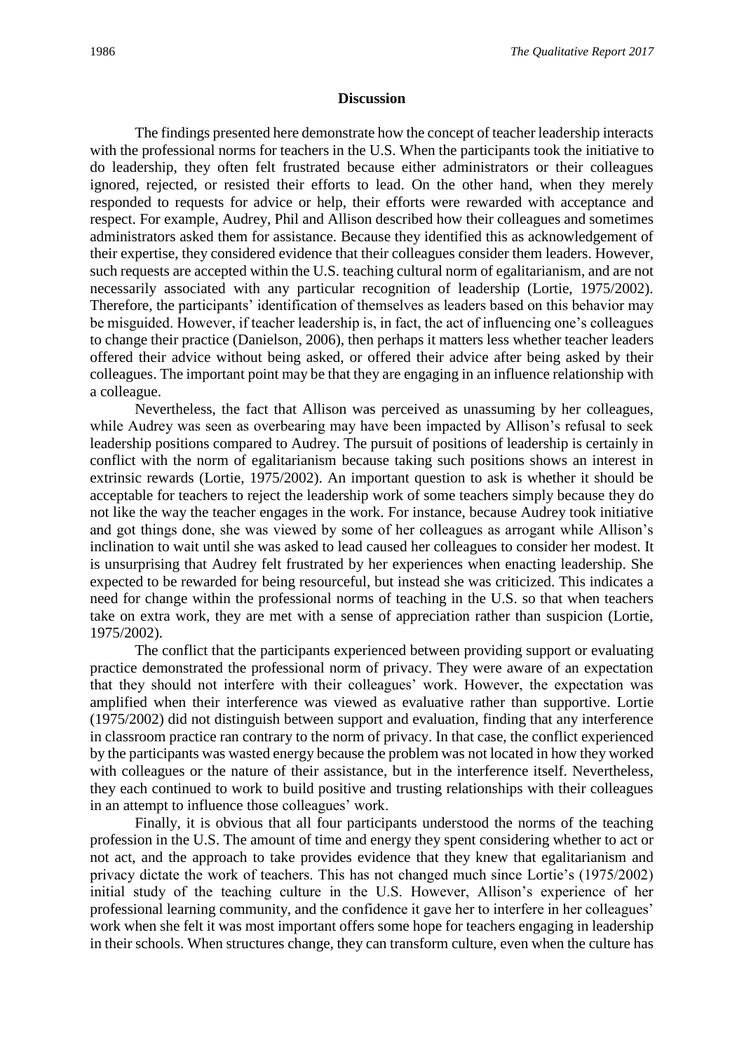## Discussion

The findings presented here demonstrate how the concept of teacher leadership interacts with the professional norms for teachers in the U.S. When the participants took the initiative to do leadership, they often felt frustrated because either administrators or their colleagues ignored, rejected, or resisted their efforts to lead. On the other hand, when they merely responded to requests for advice or help, their efforts were rewarded with acceptance and respect. For example, Audrey, Phil and Allison described how their colleagues and sometimes administrators asked them for assistance. Because they identified this as acknowledgement of their expertise, they considered evidence that their colleagues consider them leaders. However, such requests are accepted within the U.S. teaching cultural norm of egalitarianism, and are not necessarily associated with any particular recognition of leadership (Lortie, 1975/2002). Therefore, the participants' identification of themselves as leaders based on this behavior may be misguided. However, if teacher leadership is, in fact, the act of influencing one's colleagues to change their practice (Danielson, 2006), then perhaps it matters less whether teacher leaders offered their advice without being asked, or offered their advice after being asked by their colleagues. The important point may be that they are engaging in an influence relationship with a colleague.

Nevertheless, the fact that Allison was perceived as unassuming by her colleagues, while Audrey was seen as overbearing may have been impacted by Allison's refusal to seek leadership positions compared to Audrey. The pursuit of positions of leadership is certainly in conflict with the norm of egalitarianism because taking such positions shows an interest in extrinsic rewards (Lortie, 1975/2002). An important question to ask is whether it should be acceptable for teachers to reject the leadership work of some teachers simply because they do not like the way the teacher engages in the work. For instance, because Audrey took initiative and got things done, she was viewed by some of her colleagues as arrogant while Allison's inclination to wait until she was asked to lead caused her colleagues to consider her modest. It is unsurprising that Audrey felt frustrated by her experiences when enacting leadership. She expected to be rewarded for being resourceful, but instead she was criticized. This indicates a need for change within the professional norms of teaching in the U.S. so that when teachers take on extra work, they are met with a sense of appreciation rather than suspicion (Lortie, 1975/2002).

The conflict that the participants experienced between providing support or evaluating practice demonstrated the professional norm of privacy. They were aware of an expectation that they should not interfere with their colleagues' work. However, the expectation was amplified when their interference was viewed as evaluative rather than supportive. Lortie (1975/2002) did not distinguish between support and evaluation, finding that any interference in classroom practice ran contrary to the norm of privacy. In that case, the conflict experienced by the participants was wasted energy because the problem was not located in how they worked with colleagues or the nature of their assistance, but in the interference itself. Nevertheless, they each continued to work to build positive and trusting relationships with their colleagues in an attempt to influence those colleagues' work.

Finally, it is obvious that all four participants understood the norms of the teaching profession in the U.S. The amount of time and energy they spent considering whether to act or not act, and the approach to take provides evidence that they knew that egalitarianism and privacy dictate the work of teachers. This has not changed much since Lortie's (1975/2002) initial study of the teaching culture in the U.S. However, Allison's experience of her professional learning community, and the confidence it gave her to interfere in her colleagues' work when she felt it was most important offers some hope for teachers engaging in leadership in their schools. When structures change, they can transform culture, even when the culture has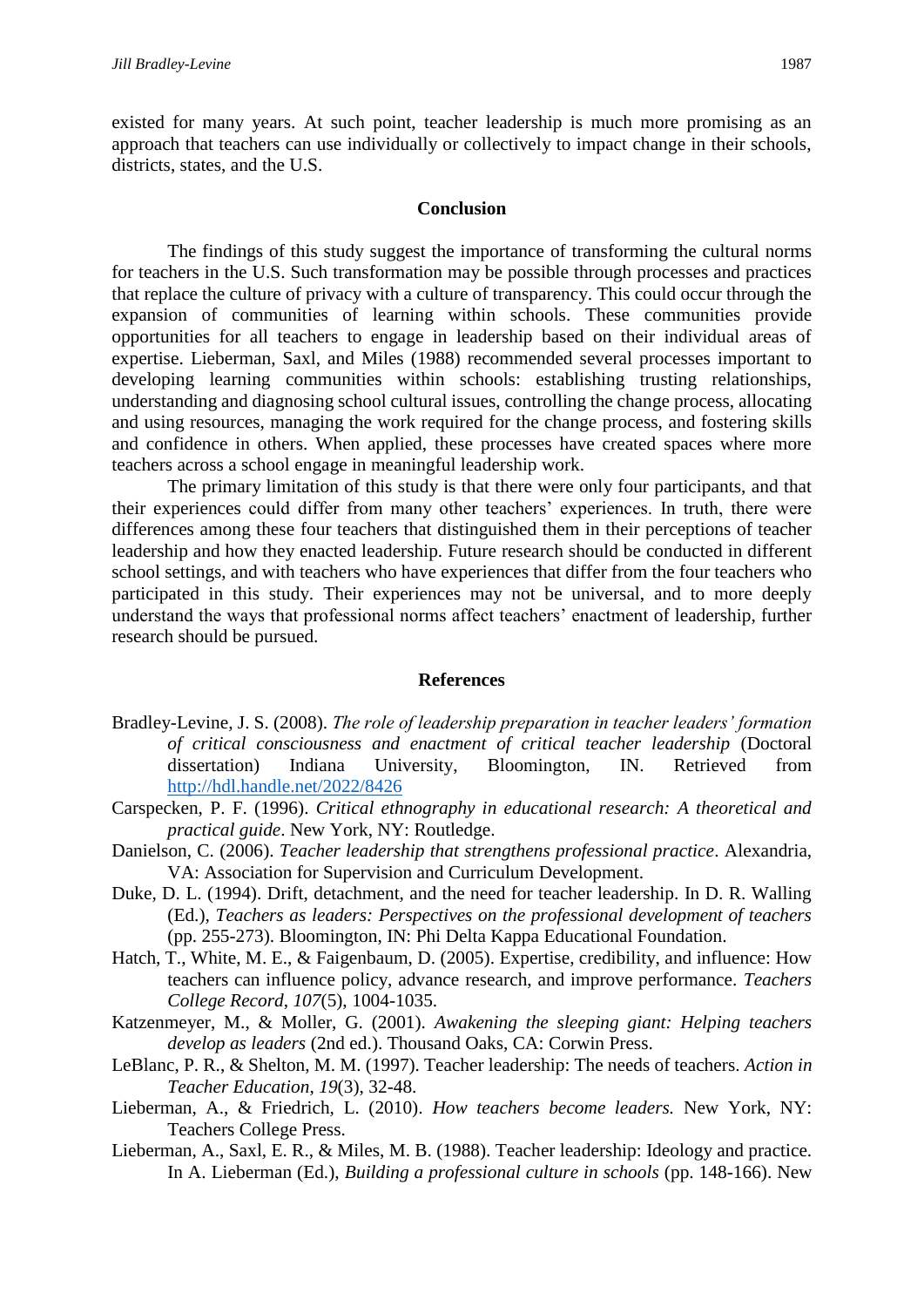existed for many years. At such point, teacher leadership is much more promising as an approach that teachers can use individually or collectively to impact change in their schools, districts, states, and the U.S.

## Conclusion

The findings of this study suggest the importance of transforming the cultural norms for teachers in the U.S. Such transformation may be possible through processes and practices that replace the culture of privacy with a culture of transparency. This could occur through the expansion of communities of learning within schools. These communities provide opportunities for all teachers to engage in leadership based on their individual areas of expertise. Lieberman, Saxl, and Miles (1988) recommended several processes important to developing learning communities within schools: establishing trusting relationships, understanding and diagnosing school cultural issues, controlling the change process, allocating and using resources, managing the work required for the change process, and fostering skills and confidence in others. When applied, these processes have created spaces where more teachers across a school engage in meaningful leadership work.

The primary limitation of this study is that there were only four participants, and that their experiences could differ from many other teachers' experiences. In truth, there were differences among these four teachers that distinguished them in their perceptions of teacher leadership and how they enacted leadership. Future research should be conducted in different school settings, and with teachers who have experiences that differ from the four teachers who participated in this study. Their experiences may not be universal, and to more deeply understand the ways that professional norms affect teachers' enactment of leadership, further research should be pursued.

## References

Bradley-Levine, J. S. (2008). *The role of leadership preparation in teacher leaders' formation of critical consciousness and enactment of critical teacher leadership* (Doctoral dissertation) Indiana University, Bloomington, IN. Retrieved from http://hdl.handle.net/2022/8426

Carspecken, P. F. (1996). *Critical ethnography in educational research: A theoretical and practical guide*. New York, NY: Routledge.

Danielson, C. (2006). *Teacher leadership that strengthens professional practice*. Alexandria, VA: Association for Supervision and Curriculum Development.

Duke, D. L. (1994). Drift, detachment, and the need for teacher leadership. In D. R. Walling (Ed.), *Teachers as leaders: Perspectives on the professional development of teachers* (pp. 255-273). Bloomington, IN: Phi Delta Kappa Educational Foundation.

Hatch, T., White, M. E., & Faigenbaum, D. (2005). Expertise, credibility, and influence: How teachers can influence policy, advance research, and improve performance. *Teachers College Record*, *107*(5), 1004-1035.

Katzenmeyer, M., & Moller, G. (2001). *Awakening the sleeping giant: Helping teachers develop as leaders* (2nd ed.). Thousand Oaks, CA: Corwin Press.

LeBlanc, P. R., & Shelton, M. M. (1997). Teacher leadership: The needs of teachers. *Action in Teacher Education*, *19*(3), 32-48.

Lieberman, A., & Friedrich, L. (2010). *How teachers become leaders.* New York, NY: Teachers College Press.

Lieberman, A., Saxl, E. R., & Miles, M. B. (1988). Teacher leadership: Ideology and practice. In A. Lieberman (Ed.), *Building a professional culture in schools* (pp. 148-166). New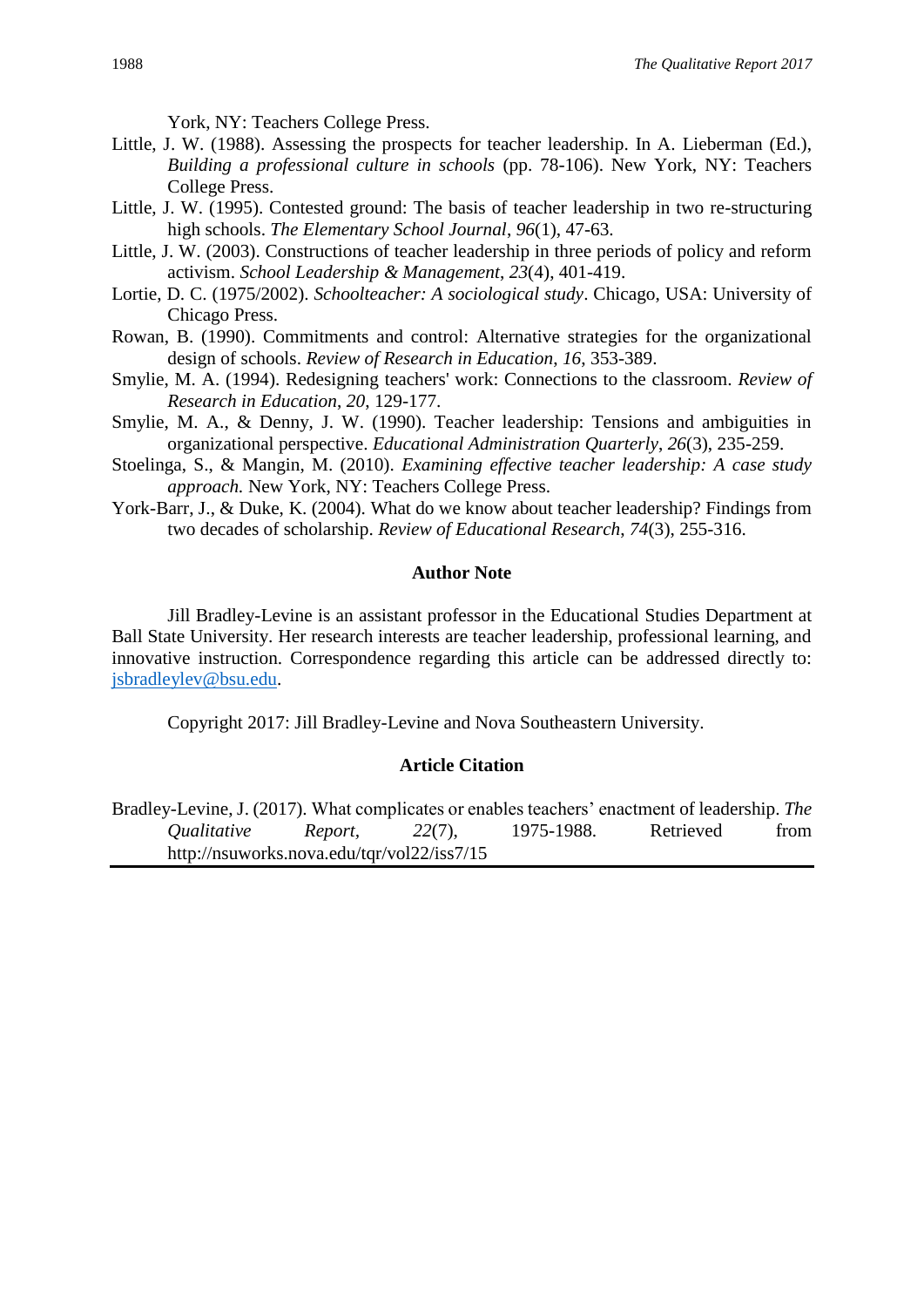York, NY: Teachers College Press.

Little, J. W. (1988). Assessing the prospects for teacher leadership. In A. Lieberman (Ed.), *Building a professional culture in schools* (pp. 78-106). New York, NY: Teachers College Press.

Little, J. W. (1995). Contested ground: The basis of teacher leadership in two re-structuring high schools. *The Elementary School Journal*, *96*(1), 47-63.

Little, J. W. (2003). Constructions of teacher leadership in three periods of policy and reform activism. *School Leadership & Management*, *23*(4), 401-419.

Lortie, D. C. (1975/2002). *Schoolteacher: A sociological study*. Chicago, USA: University of Chicago Press.

Rowan, B. (1990). Commitments and control: Alternative strategies for the organizational design of schools. *Review of Research in Education*, *16*, 353-389.

Smylie, M. A. (1994). Redesigning teachers' work: Connections to the classroom. *Review of Research in Education*, *20*, 129-177.

Smylie, M. A., & Denny, J. W. (1990). Teacher leadership: Tensions and ambiguities in organizational perspective. *Educational Administration Quarterly*, *26*(3), 235-259.

Stoelinga, S., & Mangin, M. (2010). *Examining effective teacher leadership: A case study approach.* New York, NY: Teachers College Press.

York-Barr, J., & Duke, K. (2004). What do we know about teacher leadership? Findings from two decades of scholarship. *Review of Educational Research*, *74*(3), 255-316.

## Author Note

Jill Bradley-Levine is an assistant professor in the Educational Studies Department at Ball State University. Her research interests are teacher leadership, professional learning, and innovative instruction. Correspondence regarding this article can be addressed directly to: jsbradleylev@bsu.edu.

Copyright 2017: Jill Bradley-Levine and Nova Southeastern University.

## Article Citation

Bradley-Levine, J. (2017). What complicates or enables teachers' enactment of leadership. *The Qualitative Report, 22*(7), 1975-1988. Retrieved from http://nsuworks.nova.edu/tqr/vol22/iss7/15